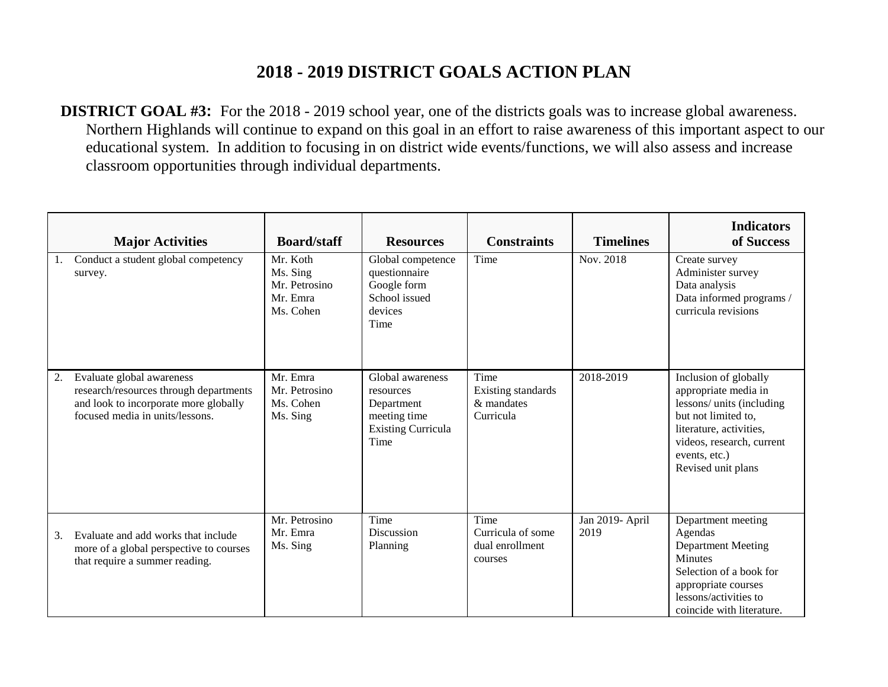# 2018 - 2019 DISTRICT GOALS ACTION PLAN

**DISTRICT GOAL #3:** For the 2018 - 2019 school year, one of the districts goals was to increase global awareness. Northern Highlands will continue to expand on this goal in an effort to raise awareness of this important aspect to our educational system. In addition to focusing in on district wide events/functions, we will also assess and increase classroom opportunities through individual departments.

| Major Activities | Board/staff | Resources | Constraints | Timelines | Indicators of Success |
|---|---|---|---|---|---|
| 1. Conduct a student global competency survey. | Mr. Koth<br>Ms. Sing<br>Mr. Petrosino<br>Mr. Emra<br>Ms. Cohen | Global competence questionnaire<br>Google form<br>School issued devices<br>Time | Time | Nov. 2018 | Create survey<br>Administer survey<br>Data analysis<br>Data informed programs / curricula revisions |
| 2. Evaluate global awareness research/resources through departments and look to incorporate more globally focused media in units/lessons. | Mr. Emra<br>Mr. Petrosino<br>Ms. Cohen<br>Ms. Sing | Global awareness resources<br>Department meeting time<br>Existing Curricula<br>Time | Time<br>Existing standards & mandates<br>Curricula | 2018-2019 | Inclusion of globally appropriate media in lessons/ units (including but not limited to, literature, activities, videos, research, current events, etc.)<br>Revised unit plans |
| 3. Evaluate and add works that include more of a global perspective to courses that require a summer reading. | Mr. Petrosino<br>Mr. Emra<br>Ms. Sing | Time<br>Discussion<br>Planning | Time<br>Curricula of some dual enrollment courses | Jan 2019- April 2019 | Department meeting Agendas<br>Department Meeting Minutes<br>Selection of a book for appropriate courses lessons/activities to coincide with literature. |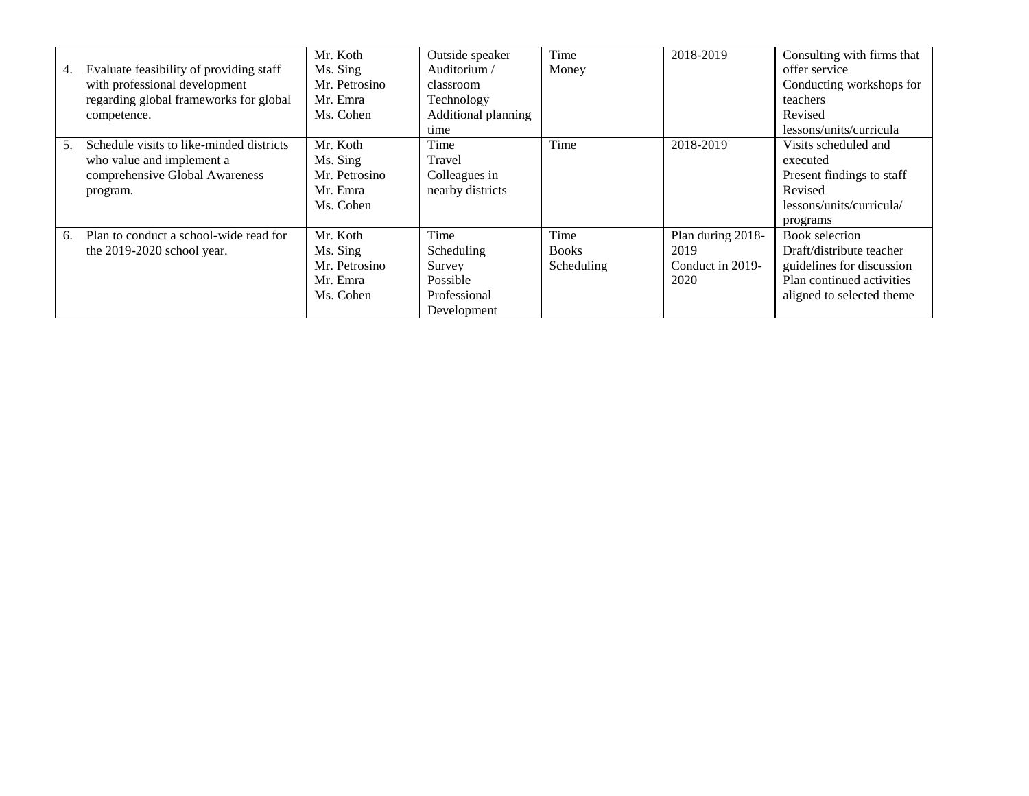| | | | | | |
|---|---|---|---|---|---|
| 4. Evaluate feasibility of providing staff with professional development regarding global frameworks for global competence. | Mr. Koth<br>Ms. Sing<br>Mr. Petrosino<br>Mr. Emra<br>Ms. Cohen | Outside speaker<br>Auditorium / classroom<br>Technology<br>Additional planning time | Time<br>Money | 2018-2019 | Consulting with firms that offer service<br>Conducting workshops for teachers<br>Revised lessons/units/curricula |
| 5. Schedule visits to like-minded districts who value and implement a comprehensive Global Awareness program. | Mr. Koth<br>Ms. Sing<br>Mr. Petrosino<br>Mr. Emra<br>Ms. Cohen | Time<br>Travel<br>Colleagues in nearby districts | Time | 2018-2019 | Visits scheduled and executed<br>Present findings to staff<br>Revised lessons/units/curricula/ programs |
| 6. Plan to conduct a school-wide read for the 2019-2020 school year. | Mr. Koth<br>Ms. Sing<br>Mr. Petrosino<br>Mr. Emra<br>Ms. Cohen | Time<br>Scheduling<br>Survey<br>Possible Professional Development | Time<br>Books<br>Scheduling | Plan during 2018-2019<br>Conduct in 2019-2020 | Book selection<br>Draft/distribute teacher guidelines for discussion<br>Plan continued activities aligned to selected theme |